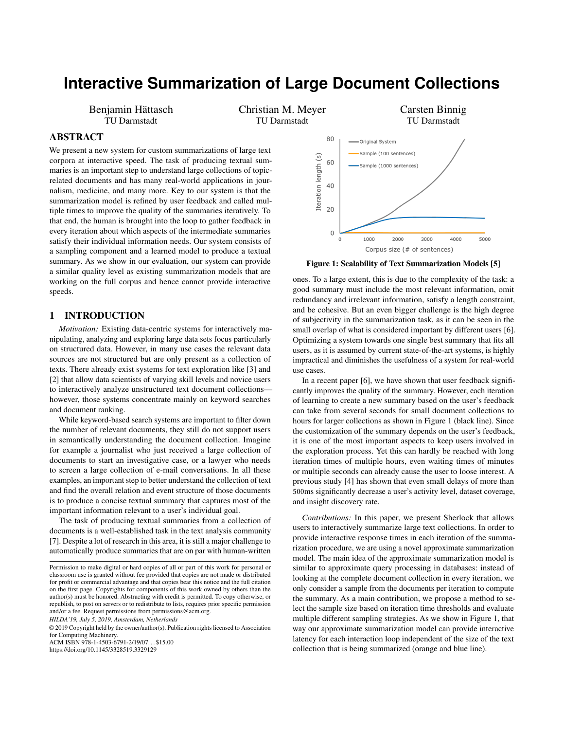# Interactive Summarization of Large Document Collections

Benjamin Hättasch
TU Darmstadt

Christian M. Meyer
TU Darmstadt

Carsten Binnig
TU Darmstadt

## ABSTRACT

We present a new system for custom summarizations of large text corpora at interactive speed. The task of producing textual summaries is an important step to understand large collections of topic-related documents and has many real-world applications in journalism, medicine, and many more. Key to our system is that the summarization model is refined by user feedback and called multiple times to improve the quality of the summaries iteratively. To that end, the human is brought into the loop to gather feedback in every iteration about which aspects of the intermediate summaries satisfy their individual information needs. Our system consists of a sampling component and a learned model to produce a textual summary. As we show in our evaluation, our system can provide a similar quality level as existing summarization models that are working on the full corpus and hence cannot provide interactive speeds.

## 1 INTRODUCTION

*Motivation:* Existing data-centric systems for interactively manipulating, analyzing and exploring large data sets focus particularly on structured data. However, in many use cases the relevant data sources are not structured but are only present as a collection of texts. There already exist systems for text exploration like [3] and [2] that allow data scientists of varying skill levels and novice users to interactively analyze unstructured text document collections—however, those systems concentrate mainly on keyword searches and document ranking.

While keyword-based search systems are important to filter down the number of relevant documents, they still do not support users in semantically understanding the document collection. Imagine for example a journalist who just received a large collection of documents to start an investigative case, or a lawyer who needs to screen a large collection of e-mail conversations. In all these examples, an important step to better understand the collection of text and find the overall relation and event structure of those documents is to produce a concise textual summary that captures most of the important information relevant to a user's individual goal.

The task of producing textual summaries from a collection of documents is a well-established task in the text analysis community [7]. Despite a lot of research in this area, it is still a major challenge to automatically produce summaries that are on par with human-written ones. To a large extent, this is due to the complexity of the task: a good summary must include the most relevant information, omit redundancy and irrelevant information, satisfy a length constraint, and be cohesive. But an even bigger challenge is the high degree of subjectivity in the summarization task, as it can be seen in the small overlap of what is considered important by different users [6]. Optimizing a system towards one single best summary that fits all users, as it is assumed by current state-of-the-art systems, is highly impractical and diminishes the usefulness of a system for real-world use cases.

Figure 1: Scalability of Text Summarization Models [5]

In a recent paper [6], we have shown that user feedback significantly improves the quality of the summary. However, each iteration of learning to create a new summary based on the user's feedback can take from several seconds for small document collections to hours for larger collections as shown in Figure 1 (black line). Since the customization of the summary depends on the user's feedback, it is one of the most important aspects to keep users involved in the exploration process. Yet this can hardly be reached with long iteration times of multiple hours, even waiting times of minutes or multiple seconds can already cause the user to loose interest. A previous study [4] has shown that even small delays of more than 500ms significantly decrease a user's activity level, dataset coverage, and insight discovery rate.

*Contributions:* In this paper, we present Sherlock that allows users to interactively summarize large text collections. In order to provide interactive response times in each iteration of the summarization procedure, we are using a novel approximate summarization model. The main idea of the approximate summarization model is similar to approximate query processing in databases: instead of looking at the complete document collection in every iteration, we only consider a sample from the documents per iteration to compute the summary. As a main contribution, we propose a method to select the sample size based on iteration time thresholds and evaluate multiple different sampling strategies. As we show in Figure 1, that way our approximate summarization model can provide interactive latency for each interaction loop independent of the size of the text collection that is being summarized (orange and blue line).

Permission to make digital or hard copies of all or part of this work for personal or classroom use is granted without fee provided that copies are not made or distributed for profit or commercial advantage and that copies bear this notice and the full citation on the first page. Copyrights for components of this work owned by others than the author(s) must be honored. Abstracting with credit is permitted. To copy otherwise, or republish, to post on servers or to redistribute to lists, requires prior specific permission and/or a fee. Request permissions from permissions@acm.org.

*HILDA'19, July 5, 2019, Amsterdam, Netherlands*

© 2019 Copyright held by the owner/author(s). Publication rights licensed to Association for Computing Machinery.
ACM ISBN 978-1-4503-6791-2/19/07...$15.00
https://doi.org/10.1145/3328519.3329129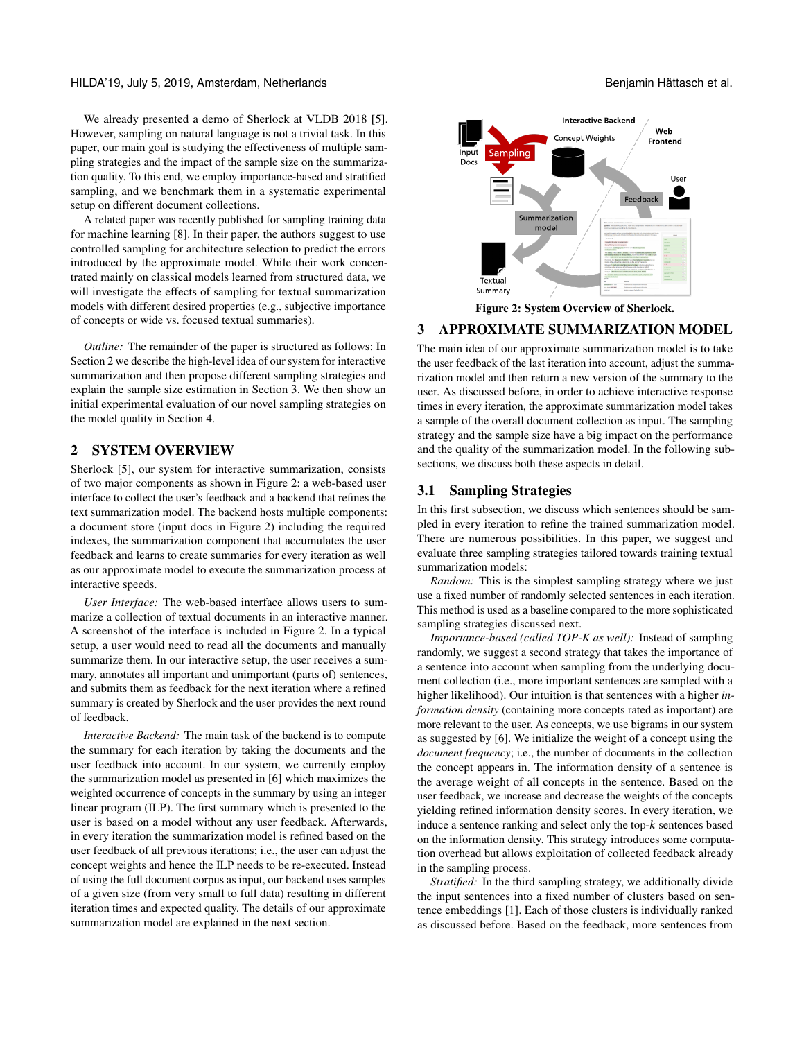We already presented a demo of Sherlock at VLDB 2018 [5]. However, sampling on natural language is not a trivial task. In this paper, our main goal is studying the effectiveness of multiple sampling strategies and the impact of the sample size on the summarization quality. To this end, we employ importance-based and stratified sampling, and we benchmark them in a systematic experimental setup on different document collections.

A related paper was recently published for sampling training data for machine learning [8]. In their paper, the authors suggest to use controlled sampling for architecture selection to predict the errors introduced by the approximate model. While their work concentrated mainly on classical models learned from structured data, we will investigate the effects of sampling for textual summarization models with different desired properties (e.g., subjective importance of concepts or wide vs. focused textual summaries).

*Outline:* The remainder of the paper is structured as follows: In Section 2 we describe the high-level idea of our system for interactive summarization and then propose different sampling strategies and explain the sample size estimation in Section 3. We then show an initial experimental evaluation of our novel sampling strategies on the model quality in Section 4.

## 2 SYSTEM OVERVIEW

Sherlock [5], our system for interactive summarization, consists of two major components as shown in Figure 2: a web-based user interface to collect the user's feedback and a backend that refines the text summarization model. The backend hosts multiple components: a document store (input docs in Figure 2) including the required indexes, the summarization component that accumulates the user feedback and learns to create summaries for every iteration as well as our approximate model to execute the summarization process at interactive speeds.

*User Interface:* The web-based interface allows users to summarize a collection of textual documents in an interactive manner. A screenshot of the interface is included in Figure 2. In a typical setup, a user would need to read all the documents and manually summarize them. In our interactive setup, the user receives a summary, annotates all important and unimportant (parts of) sentences, and submits them as feedback for the next iteration where a refined summary is created by Sherlock and the user provides the next round of feedback.

*Interactive Backend:* The main task of the backend is to compute the summary for each iteration by taking the documents and the user feedback into account. In our system, we currently employ the summarization model as presented in [6] which maximizes the weighted occurrence of concepts in the summary by using an integer linear program (ILP). The first summary which is presented to the user is based on a model without any user feedback. Afterwards, in every iteration the summarization model is refined based on the user feedback of all previous iterations; i.e., the user can adjust the concept weights and hence the ILP needs to be re-executed. Instead of using the full document corpus as input, our backend uses samples of a given size (from very small to full data) resulting in different iteration times and expected quality. The details of our approximate summarization model are explained in the next section.

**Figure 2: System Overview of Sherlock.**

## 3 APPROXIMATE SUMMARIZATION MODEL

The main idea of our approximate summarization model is to take the user feedback of the last iteration into account, adjust the summarization model and then return a new version of the summary to the user. As discussed before, in order to achieve interactive response times in every iteration, the approximate summarization model takes a sample of the overall document collection as input. The sampling strategy and the sample size have a big impact on the performance and the quality of the summarization model. In the following subsections, we discuss both these aspects in detail.

### 3.1 Sampling Strategies

In this first subsection, we discuss which sentences should be sampled in every iteration to refine the trained summarization model. There are numerous possibilities. In this paper, we suggest and evaluate three sampling strategies tailored towards training textual summarization models:

*Random:* This is the simplest sampling strategy where we just use a fixed number of randomly selected sentences in each iteration. This method is used as a baseline compared to the more sophisticated sampling strategies discussed next.

*Importance-based (called TOP-K as well):* Instead of sampling randomly, we suggest a second strategy that takes the importance of a sentence into account when sampling from the underlying document collection (i.e., more important sentences are sampled with a higher likelihood). Our intuition is that sentences with a higher *information density* (containing more concepts rated as important) are more relevant to the user. As concepts, we use bigrams in our system as suggested by [6]. We initialize the weight of a concept using the *document frequency*; i.e., the number of documents in the collection the concept appears in. The information density of a sentence is the average weight of all concepts in the sentence. Based on the user feedback, we increase and decrease the weights of the concepts yielding refined information density scores. In every iteration, we induce a sentence ranking and select only the top-$k$ sentences based on the information density. This strategy introduces some computation overhead but allows exploitation of collected feedback already in the sampling process.

*Stratified:* In the third sampling strategy, we additionally divide the input sentences into a fixed number of clusters based on sentence embeddings [1]. Each of those clusters is individually ranked as discussed before. Based on the feedback, more sentences from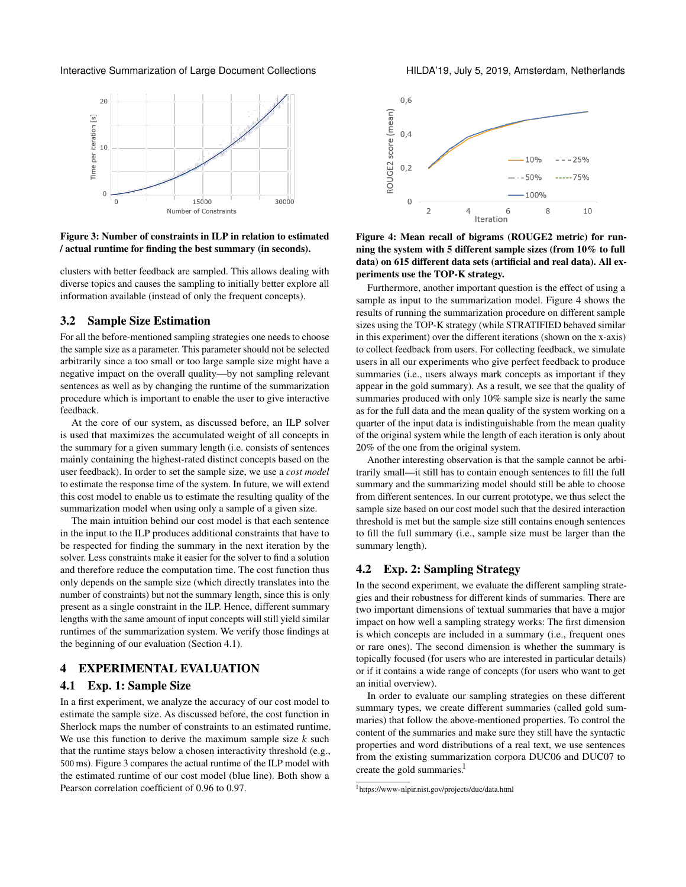Figure 3: Number of constraints in ILP in relation to estimated / actual runtime for finding the best summary (in seconds).

clusters with better feedback are sampled. This allows dealing with diverse topics and causes the sampling to initially better explore all information available (instead of only the frequent concepts).

### 3.2 Sample Size Estimation

For all the before-mentioned sampling strategies one needs to choose the sample size as a parameter. This parameter should not be selected arbitrarily since a too small or too large sample size might have a negative impact on the overall quality—by not sampling relevant sentences as well as by changing the runtime of the summarization procedure which is important to enable the user to give interactive feedback.

At the core of our system, as discussed before, an ILP solver is used that maximizes the accumulated weight of all concepts in the summary for a given summary length (i.e. consists of sentences mainly containing the highest-rated distinct concepts based on the user feedback). In order to set the sample size, we use a *cost model* to estimate the response time of the system. In future, we will extend this cost model to enable us to estimate the resulting quality of the summarization model when using only a sample of a given size.

The main intuition behind our cost model is that each sentence in the input to the ILP produces additional constraints that have to be respected for finding the summary in the next iteration by the solver. Less constraints make it easier for the solver to find a solution and therefore reduce the computation time. The cost function thus only depends on the sample size (which directly translates into the number of constraints) but not the summary length, since this is only present as a single constraint in the ILP. Hence, different summary lengths with the same amount of input concepts will still yield similar runtimes of the summarization system. We verify those findings at the beginning of our evaluation (Section 4.1).

## 4 EXPERIMENTAL EVALUATION

### 4.1 Exp. 1: Sample Size

In a first experiment, we analyze the accuracy of our cost model to estimate the sample size. As discussed before, the cost function in Sherlock maps the number of constraints to an estimated runtime. We use this function to derive the maximum sample size $k$ such that the runtime stays below a chosen interactivity threshold (e.g., 500 ms). Figure 3 compares the actual runtime of the ILP model with the estimated runtime of our cost model (blue line). Both show a Pearson correlation coefficient of 0.96 to 0.97.

Figure 4: Mean recall of bigrams (ROUGE2 metric) for running the system with 5 different sample sizes (from 10% to full data) on 615 different data sets (artificial and real data). All experiments use the TOP-K strategy.

Furthermore, another important question is the effect of using a sample as input to the summarization model. Figure 4 shows the results of running the summarization procedure on different sample sizes using the TOP-K strategy (while STRATIFIED behaved similar in this experiment) over the different iterations (shown on the x-axis) to collect feedback from users. For collecting feedback, we simulate users in all our experiments who give perfect feedback to produce summaries (i.e., users always mark concepts as important if they appear in the gold summary). As a result, we see that the quality of summaries produced with only 10% sample size is nearly the same as for the full data and the mean quality of the system working on a quarter of the input data is indistinguishable from the mean quality of the original system while the length of each iteration is only about 20% of the one from the original system.

Another interesting observation is that the sample cannot be arbitrarily small—it still has to contain enough sentences to fill the full summary and the summarizing model should still be able to choose from different sentences. In our current prototype, we thus select the sample size based on our cost model such that the desired interaction threshold is met but the sample size still contains enough sentences to fill the full summary (i.e., sample size must be larger than the summary length).

### 4.2 Exp. 2: Sampling Strategy

In the second experiment, we evaluate the different sampling strategies and their robustness for different kinds of summaries. There are two important dimensions of textual summaries that have a major impact on how well a sampling strategy works: The first dimension is which concepts are included in a summary (i.e., frequent ones or rare ones). The second dimension is whether the summary is topically focused (for users who are interested in particular details) or if it contains a wide range of concepts (for users who want to get an initial overview).

In order to evaluate our sampling strategies on these different summary types, we create different summaries (called gold summaries) that follow the above-mentioned properties. To control the content of the summaries and make sure they still have the syntactic properties and word distributions of a real text, we use sentences from the existing summarization corpora DUC06 and DUC07 to create the gold summaries.[1]

[1] https://www-nlpir.nist.gov/projects/duc/data.html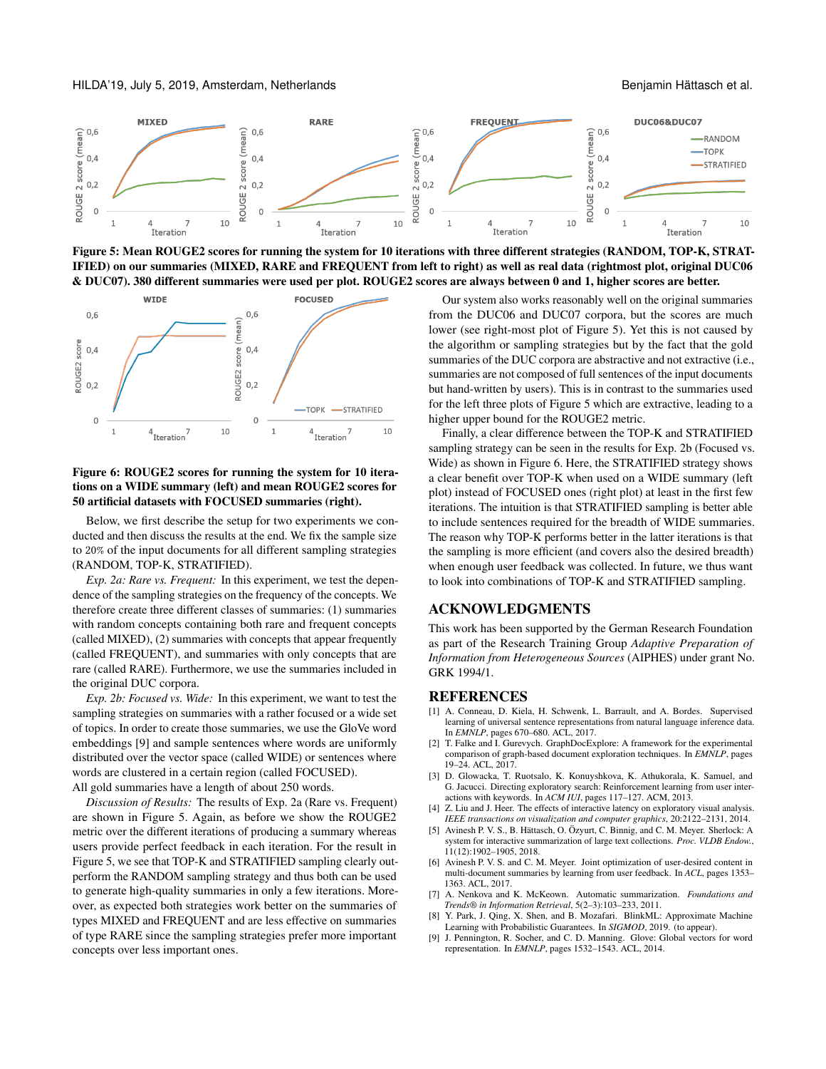MIXED

ROUGE 2 score (mean)

0,6
0,4
0,2
0

1 4 7 10
Iteration

RARE

ROUGE 2 score (mean)

0,6
0,4
0,2
0

1 4 7 10
Iteration

FREQUENT

ROUGE 2 score (mean)

0,6
0,4
0,2
0

1 4 7 10
Iteration

DUC06&DUC07

ROUGE 2 score (mean)

0,6
0,4
0,2
0

1 4 7 10
Iteration

RANDOM
TOPK
STRATIFIED

**Figure 5: Mean ROUGE2 scores for running the system for 10 iterations with three different strategies (RANDOM, TOP-K, STRATIFIED) on our summaries (MIXED, RARE and FREQUENT from left to right) as well as real data (rightmost plot, original DUC06 & DUC07). 380 different summaries were used per plot. ROUGE2 scores are always between 0 and 1, higher scores are better.**

WIDE

ROUGE2 score

0,6
0,4
0,2
0

1 4 7 10
Iteration

FOCUSED

ROUGE2 score (mean)

0,6
0,4
0,2
0

1 4 7 10
Iteration

TOPK
STRATIFIED

**Figure 6: ROUGE2 scores for running the system for 10 iterations on a WIDE summary (left) and mean ROUGE2 scores for 50 artificial datasets with FOCUSED summaries (right).**

Below, we first describe the setup for two experiments we conducted and then discuss the results at the end. We fix the sample size to 20% of the input documents for all different sampling strategies (RANDOM, TOP-K, STRATIFIED).

*Exp. 2a: Rare vs. Frequent:* In this experiment, we test the dependence of the sampling strategies on the frequency of the concepts. We therefore create three different classes of summaries: (1) summaries with random concepts containing both rare and frequent concepts (called MIXED), (2) summaries with concepts that appear frequently (called FREQUENT), and summaries with only concepts that are rare (called RARE). Furthermore, we use the summaries included in the original DUC corpora.

*Exp. 2b: Focused vs. Wide:* In this experiment, we want to test the sampling strategies on summaries with a rather focused or a wide set of topics. In order to create those summaries, we use the GloVe word embeddings [9] and sample sentences where words are uniformly distributed over the vector space (called WIDE) or sentences where words are clustered in a certain region (called FOCUSED). All gold summaries have a length of about 250 words.

*Discussion of Results:* The results of Exp. 2a (Rare vs. Frequent) are shown in Figure 5. Again, as before we show the ROUGE2 metric over the different iterations of producing a summary whereas users provide perfect feedback in each iteration. For the result in Figure 5, we see that TOP-K and STRATIFIED sampling clearly outperform the RANDOM sampling strategy and thus both can be used to generate high-quality summaries in only a few iterations. Moreover, as expected both strategies work better on the summaries of types MIXED and FREQUENT and are less effective on summaries of type RARE since the sampling strategies prefer more important concepts over less important ones.

Our system also works reasonably well on the original summaries from the DUC06 and DUC07 corpora, but the scores are much lower (see right-most plot of Figure 5). Yet this is not caused by the algorithm or sampling strategies but by the fact that the gold summaries of the DUC corpora are abstractive and not extractive (i.e., summaries are not composed of full sentences of the input documents but hand-written by users). This is in contrast to the summaries used for the left three plots of Figure 5 which are extractive, leading to a higher upper bound for the ROUGE2 metric.

Finally, a clear difference between the TOP-K and STRATIFIED sampling strategy can be seen in the results for Exp. 2b (Focused vs. Wide) as shown in Figure 6. Here, the STRATIFIED strategy shows a clear benefit over TOP-K when used on a WIDE summary (left plot) instead of FOCUSED ones (right plot) at least in the first few iterations. The intuition is that STRATIFIED sampling is better able to include sentences required for the breadth of WIDE summaries. The reason why TOP-K performs better in the latter iterations is that the sampling is more efficient (and covers also the desired breadth) when enough user feedback was collected. In future, we thus want to look into combinations of TOP-K and STRATIFIED sampling.

## ACKNOWLEDGMENTS

This work has been supported by the German Research Foundation as part of the Research Training Group *Adaptive Preparation of Information from Heterogeneous Sources* (AIPHES) under grant No. GRK 1994/1.

## REFERENCES

[1] A. Conneau, D. Kiela, H. Schwenk, L. Barrault, and A. Bordes. Supervised learning of universal sentence representations from natural language inference data. In *EMNLP*, pages 670–680. ACL, 2017.

[2] T. Falke and I. Gurevych. GraphDocExplore: A framework for the experimental comparison of graph-based document exploration techniques. In *EMNLP*, pages 19–24. ACL, 2017.

[3] D. Glowacka, T. Ruotsalo, K. Konuyshkova, K. Athukorala, K. Samuel, and G. Jacucci. Directing exploratory search: Reinforcement learning from user interactions with keywords. In *ACM IUI*, pages 117–127. ACM, 2013.

[4] Z. Liu and J. Heer. The effects of interactive latency on exploratory visual analysis. *IEEE transactions on visualization and computer graphics*, 20:2122–2131, 2014.

[5] Avinesh P. V. S., B. Hättasch, O. Özyurt, C. Binnig, and C. M. Meyer. Sherlock: A system for interactive summarization of large text collections. *Proc. VLDB Endow.*, 11(12):1902–1905, 2018.

[6] Avinesh P. V. S. and C. M. Meyer. Joint optimization of user-desired content in multi-document summaries by learning from user feedback. In *ACL*, pages 1353–1363. ACL, 2017.

[7] A. Nenkova and K. McKeown. Automatic summarization. *Foundations and Trends® in Information Retrieval*, 5(2–3):103–233, 2011.

[8] Y. Park, J. Qing, X. Shen, and B. Mozafari. BlinkML: Approximate Machine Learning with Probabilistic Guarantees. In *SIGMOD*, 2019. (to appear).

[9] J. Pennington, R. Socher, and C. D. Manning. Glove: Global vectors for word representation. In *EMNLP*, pages 1532–1543. ACL, 2014.